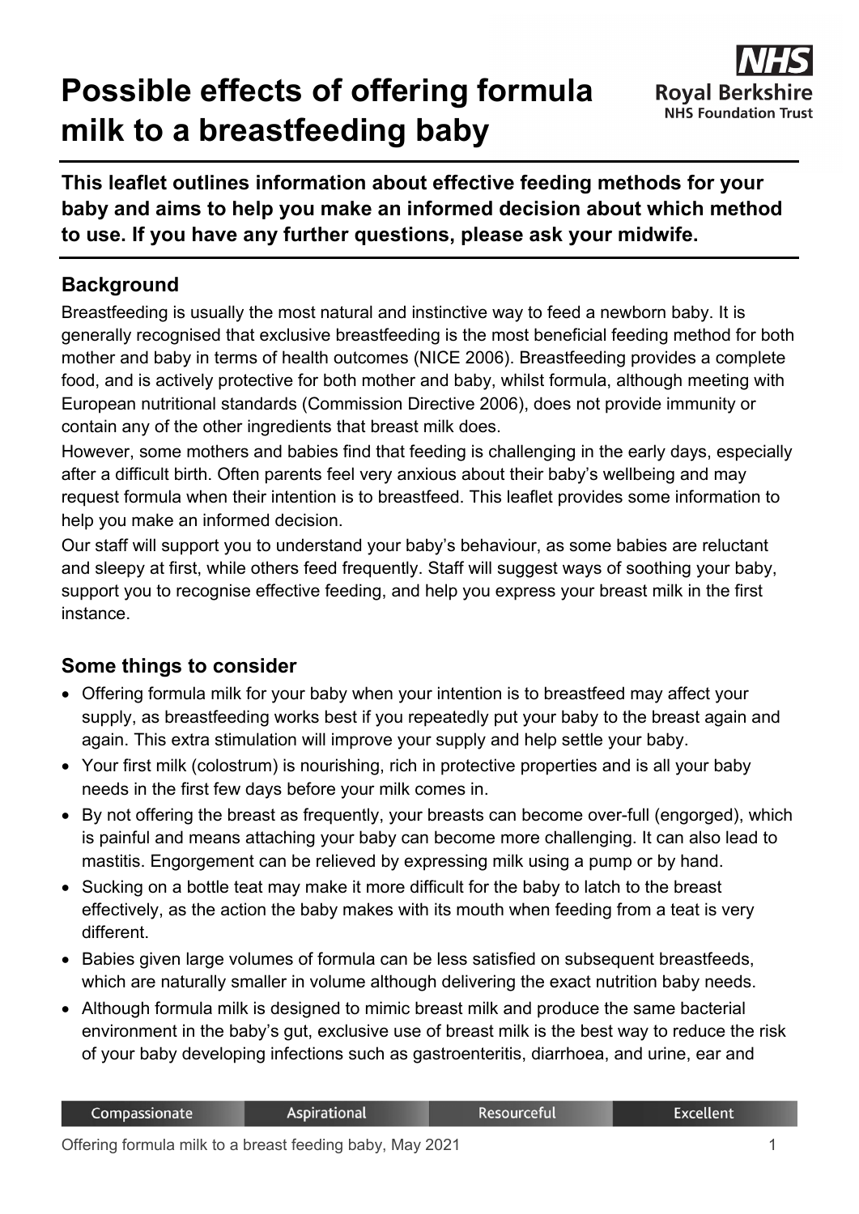# Possible effects of offering formula milk to a breastfeeding baby

**This leaflet outlines information about effective feeding methods for your baby and aims to help you make an informed decision about which method to use. If you have any further questions, please ask your midwife.**

## Background

Breastfeeding is usually the most natural and instinctive way to feed a newborn baby. It is generally recognised that exclusive breastfeeding is the most beneficial feeding method for both mother and baby in terms of health outcomes (NICE 2006). Breastfeeding provides a complete food, and is actively protective for both mother and baby, whilst formula, although meeting with European nutritional standards (Commission Directive 2006), does not provide immunity or contain any of the other ingredients that breast milk does.

However, some mothers and babies find that feeding is challenging in the early days, especially after a difficult birth. Often parents feel very anxious about their baby's wellbeing and may request formula when their intention is to breastfeed. This leaflet provides some information to help you make an informed decision.

Our staff will support you to understand your baby's behaviour, as some babies are reluctant and sleepy at first, while others feed frequently. Staff will suggest ways of soothing your baby, support you to recognise effective feeding, and help you express your breast milk in the first instance.

## Some things to consider

- Offering formula milk for your baby when your intention is to breastfeed may affect your supply, as breastfeeding works best if you repeatedly put your baby to the breast again and again. This extra stimulation will improve your supply and help settle your baby.
- Your first milk (colostrum) is nourishing, rich in protective properties and is all your baby needs in the first few days before your milk comes in.
- By not offering the breast as frequently, your breasts can become over-full (engorged), which is painful and means attaching your baby can become more challenging. It can also lead to mastitis. Engorgement can be relieved by expressing milk using a pump or by hand.
- Sucking on a bottle teat may make it more difficult for the baby to latch to the breast effectively, as the action the baby makes with its mouth when feeding from a teat is very different.
- Babies given large volumes of formula can be less satisfied on subsequent breastfeeds, which are naturally smaller in volume although delivering the exact nutrition baby needs.
- Although formula milk is designed to mimic breast milk and produce the same bacterial environment in the baby's gut, exclusive use of breast milk is the best way to reduce the risk of your baby developing infections such as gastroenteritis, diarrhoea, and urine, ear and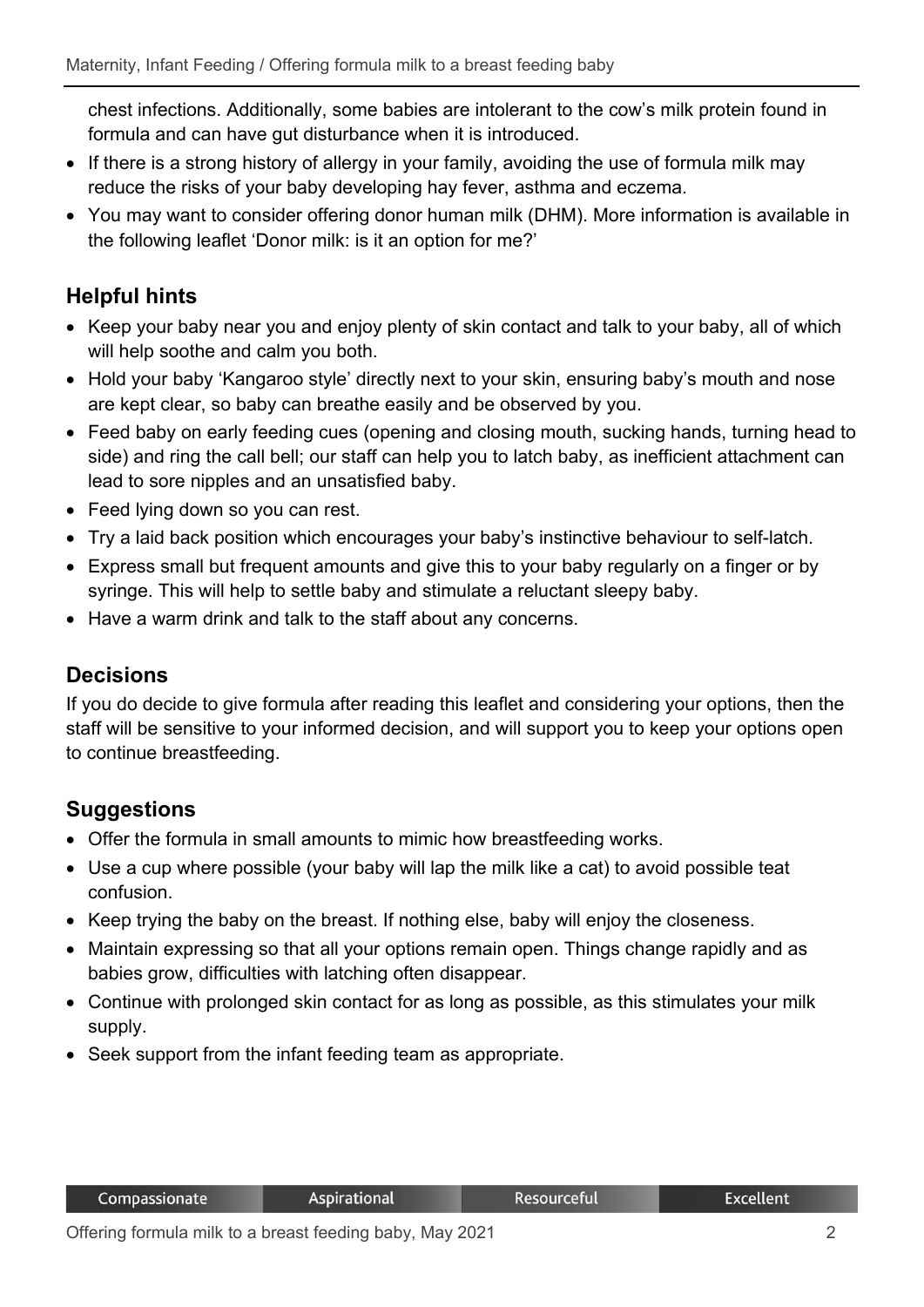chest infections. Additionally, some babies are intolerant to the cow's milk protein found in formula and can have gut disturbance when it is introduced.

- If there is a strong history of allergy in your family, avoiding the use of formula milk may reduce the risks of your baby developing hay fever, asthma and eczema.
- You may want to consider offering donor human milk (DHM). More information is available in the following leaflet 'Donor milk: is it an option for me?'

## Helpful hints

- Keep your baby near you and enjoy plenty of skin contact and talk to your baby, all of which will help soothe and calm you both.
- Hold your baby 'Kangaroo style' directly next to your skin, ensuring baby's mouth and nose are kept clear, so baby can breathe easily and be observed by you.
- Feed baby on early feeding cues (opening and closing mouth, sucking hands, turning head to side) and ring the call bell; our staff can help you to latch baby, as inefficient attachment can lead to sore nipples and an unsatisfied baby.
- Feed lying down so you can rest.
- Try a laid back position which encourages your baby's instinctive behaviour to self-latch.
- Express small but frequent amounts and give this to your baby regularly on a finger or by syringe. This will help to settle baby and stimulate a reluctant sleepy baby.
- Have a warm drink and talk to the staff about any concerns.

## Decisions

If you do decide to give formula after reading this leaflet and considering your options, then the staff will be sensitive to your informed decision, and will support you to keep your options open to continue breastfeeding.

## Suggestions

- Offer the formula in small amounts to mimic how breastfeeding works.
- Use a cup where possible (your baby will lap the milk like a cat) to avoid possible teat confusion.
- Keep trying the baby on the breast. If nothing else, baby will enjoy the closeness.
- Maintain expressing so that all your options remain open. Things change rapidly and as babies grow, difficulties with latching often disappear.
- Continue with prolonged skin contact for as long as possible, as this stimulates your milk supply.
- Seek support from the infant feeding team as appropriate.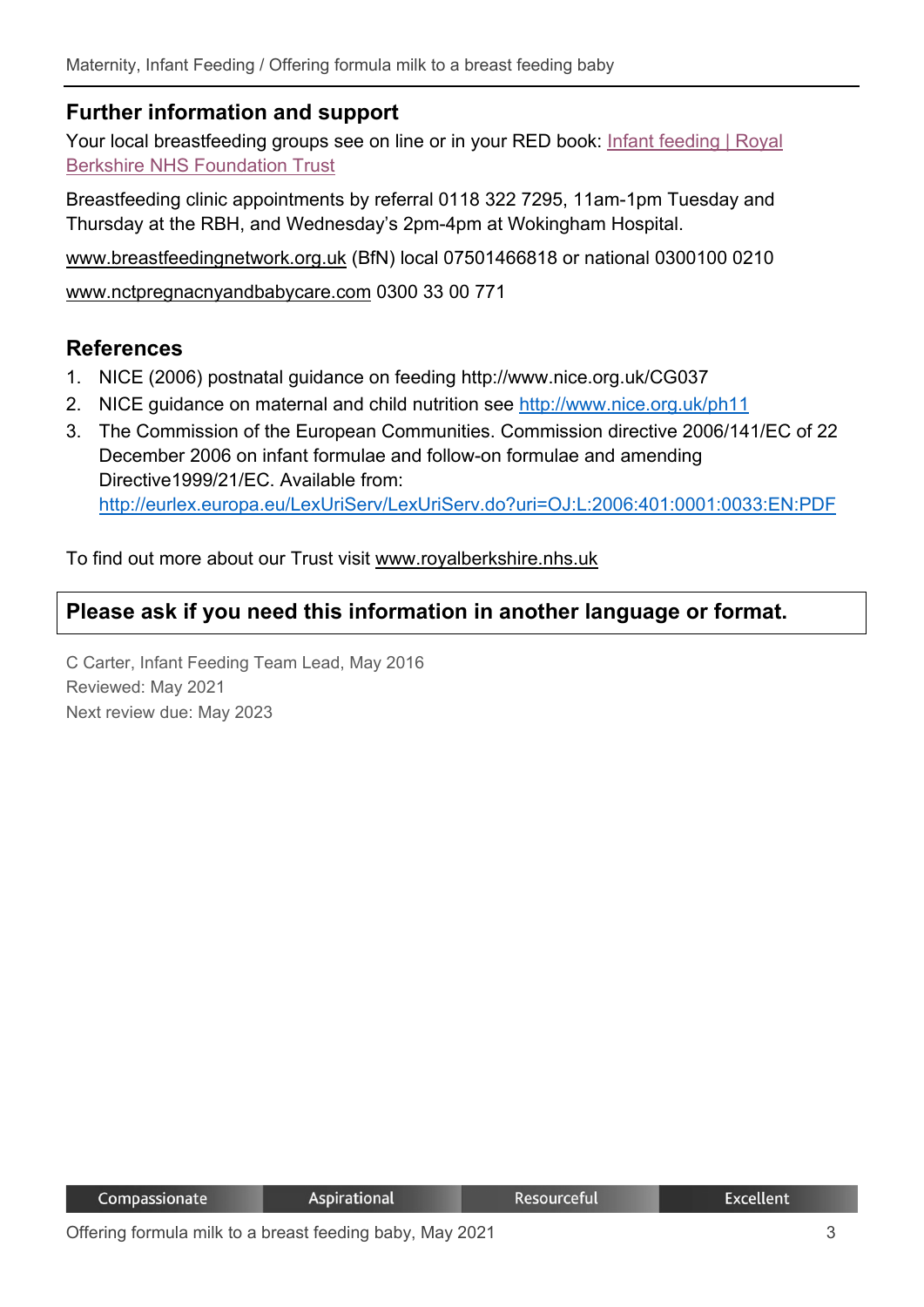## Further information and support

Your local breastfeeding groups see on line or in your RED book: [Infant feeding | Royal Berkshire NHS Foundation Trust]

Breastfeeding clinic appointments by referral 0118 322 7295, 11am-1pm Tuesday and Thursday at the RBH, and Wednesday's 2pm-4pm at Wokingham Hospital.

www.breastfeedingnetwork.org.uk (BfN) local 07501466818 or national 0300100 0210

www.nctpregnacnyandbabycare.com 0300 33 00 771

## References

1. NICE (2006) postnatal guidance on feeding http://www.nice.org.uk/CG037
2. NICE guidance on maternal and child nutrition see http://www.nice.org.uk/ph11
3. The Commission of the European Communities. Commission directive 2006/141/EC of 22 December 2006 on infant formulae and follow-on formulae and amending Directive1999/21/EC. Available from: http://eurlex.europa.eu/LexUriServ/LexUriServ.do?uri=OJ:L:2006:401:0001:0033:EN:PDF

To find out more about our Trust visit www.royalberkshire.nhs.uk

**Please ask if you need this information in another language or format.**

C Carter, Infant Feeding Team Lead, May 2016
Reviewed: May 2021
Next review due: May 2023

Compassionate | Aspirational | Resourceful | Excellent